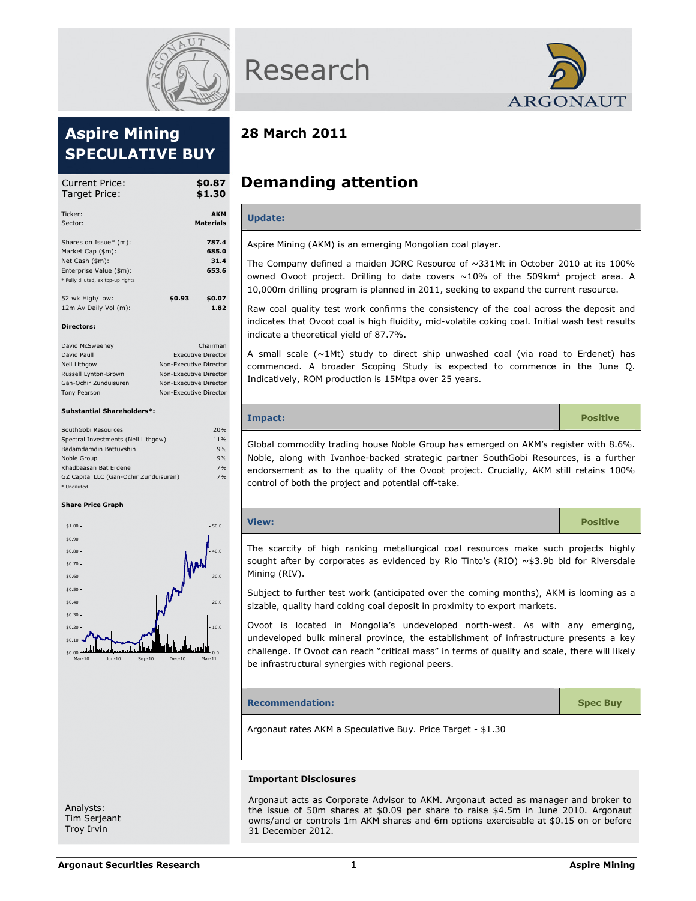# Research

## Aspire Mining
## SPECULATIVE BUY

| | |
|---|---|
| Current Price: | $0.87 |
| Target Price: | $1.30 |

| | |
|---|---|
| Ticker: | AKM |
| Sector: | Materials |

| | |
|---|---|
| Shares on Issue* (m): | 787.4 |
| Market Cap ($m): | 685.0 |
| Net Cash ($m): | 31.4 |
| Enterprise Value ($m): | 653.6 |

\* Fully diluted, ex top-up rights

| | | |
|---|---|---|
| 52 wk High/Low: | $0.93 | $0.07 |
| 12m Av Daily Vol (m): | | 1.82 |

**Directors:**

| | |
|---|---|
| David McSweeney | Chairman |
| David Paull | Executive Director |
| Neil Lithgow | Non-Executive Director |
| Russell Lynton-Brown | Non-Executive Director |
| Gan-Ochir Zunduisuren | Non-Executive Director |
| Tony Pearson | Non-Executive Director |

**Substantial Shareholders*:**

| | |
|---|---|
| SouthGobi Resources | 20% |
| Spectral Investments (Neil Lithgow) | 11% |
| Badamdamdin Battuvshin | 9% |
| Noble Group | 9% |
| Khadbaasan Bat Erdene | 7% |
| GZ Capital LLC (Gan-Ochir Zunduisuren) | 7% |

\* Undiluted

**Share Price Graph**

Analysts:
Tim Serjeant
Troy Irvin

**28 March 2011**

# Demanding attention

### Update:

Aspire Mining (AKM) is an emerging Mongolian coal player.

The Company defined a maiden JORC Resource of ~331Mt in October 2010 at its 100% owned Ovoot project. Drilling to date covers ~10% of the 509km$^2$ project area. A 10,000m drilling program is planned in 2011, seeking to expand the current resource.

Raw coal quality test work confirms the consistency of the coal across the deposit and indicates that Ovoot coal is high fluidity, mid-volatile coking coal. Initial wash test results indicate a theoretical yield of 87.7%.

A small scale (~1Mt) study to direct ship unwashed coal (via road to Erdenet) has commenced. A broader Scoping Study is expected to commence in the June Q. Indicatively, ROM production is 15Mtpa over 25 years.

### Impact: Positive

Global commodity trading house Noble Group has emerged on AKM's register with 8.6%. Noble, along with Ivanhoe-backed strategic partner SouthGobi Resources, is a further endorsement as to the quality of the Ovoot project. Crucially, AKM still retains 100% control of both the project and potential off-take.

### View: Positive

The scarcity of high ranking metallurgical coal resources make such projects highly sought after by corporates as evidenced by Rio Tinto's (RIO) ~$3.9b bid for Riversdale Mining (RIV).

Subject to further test work (anticipated over the coming months), AKM is looming as a sizable, quality hard coking coal deposit in proximity to export markets.

Ovoot is located in Mongolia's undeveloped north-west. As with any emerging, undeveloped bulk mineral province, the establishment of infrastructure presents a key challenge. If Ovoot can reach "critical mass" in terms of quality and scale, there will likely be infrastructural synergies with regional peers.

### Recommendation: Spec Buy

Argonaut rates AKM a Speculative Buy. Price Target - $1.30

**Important Disclosures**

Argonaut acts as Corporate Advisor to AKM. Argonaut acted as manager and broker to the issue of 50m shares at $0.09 per share to raise $4.5m in June 2010. Argonaut owns/and or controls 1m AKM shares and 6m options exercisable at $0.15 on or before 31 December 2012.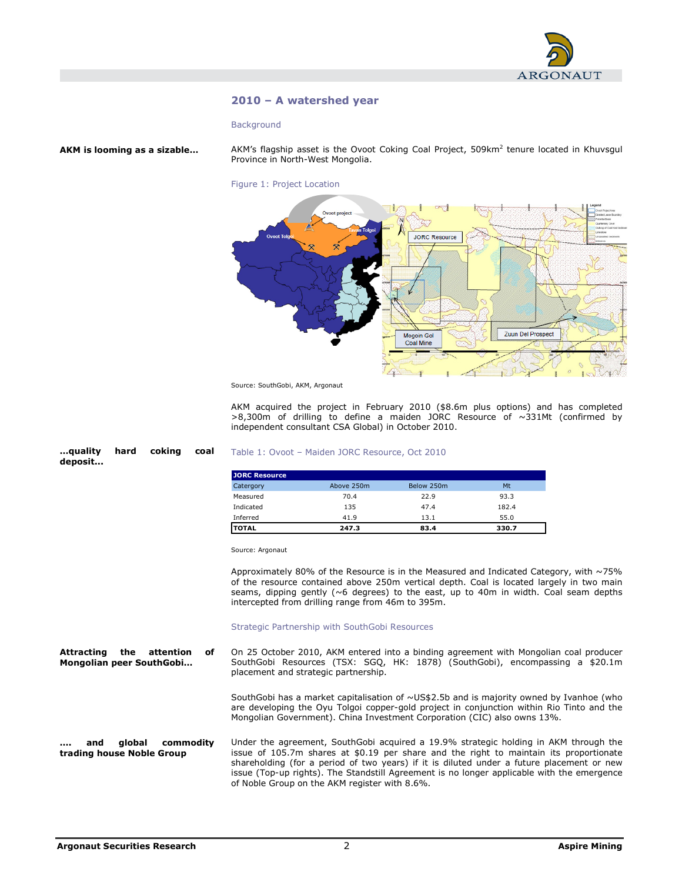## 2010 – A watershed year

### Background

**AKM is looming as a sizable…**

AKM's flagship asset is the Ovoot Coking Coal Project, 509km$^2$ tenure located in Khuvsgul Province in North-West Mongolia.

Figure 1: Project Location

Source: SouthGobi, AKM, Argonaut

AKM acquired the project in February 2010 ($8.6m plus options) and has completed >8,300m of drilling to define a maiden JORC Resource of ~331Mt (confirmed by independent consultant CSA Global) in October 2010.

**…quality hard coking coal deposit…**

Table 1: Ovoot – Maiden JORC Resource, Oct 2010

| JORC Resource | | | |
|---|---|---|---|
| Catergory | Above 250m | Below 250m | Mt |
| Measured | 70.4 | 22.9 | 93.3 |
| Indicated | 135 | 47.4 | 182.4 |
| Inferred | 41.9 | 13.1 | 55.0 |
| **TOTAL** | **247.3** | **83.4** | **330.7** |

Source: Argonaut

Approximately 80% of the Resource is in the Measured and Indicated Category, with ~75% of the resource contained above 250m vertical depth. Coal is located largely in two main seams, dipping gently (~6 degrees) to the east, up to 40m in width. Coal seam depths intercepted from drilling range from 46m to 395m.

### Strategic Partnership with SouthGobi Resources

**Attracting the attention of Mongolian peer SouthGobi…**

On 25 October 2010, AKM entered into a binding agreement with Mongolian coal producer SouthGobi Resources (TSX: SGQ, HK: 1878) (SouthGobi), encompassing a $20.1m placement and strategic partnership.

SouthGobi has a market capitalisation of ~US$2.5b and is majority owned by Ivanhoe (who are developing the Oyu Tolgoi copper-gold project in conjunction within Rio Tinto and the Mongolian Government). China Investment Corporation (CIC) also owns 13%.

**…. and global commodity trading house Noble Group**

Under the agreement, SouthGobi acquired a 19.9% strategic holding in AKM through the issue of 105.7m shares at $0.19 per share and the right to maintain its proportionate shareholding (for a period of two years) if it is diluted under a future placement or new issue (Top-up rights). The Standstill Agreement is no longer applicable with the emergence of Noble Group on the AKM register with 8.6%.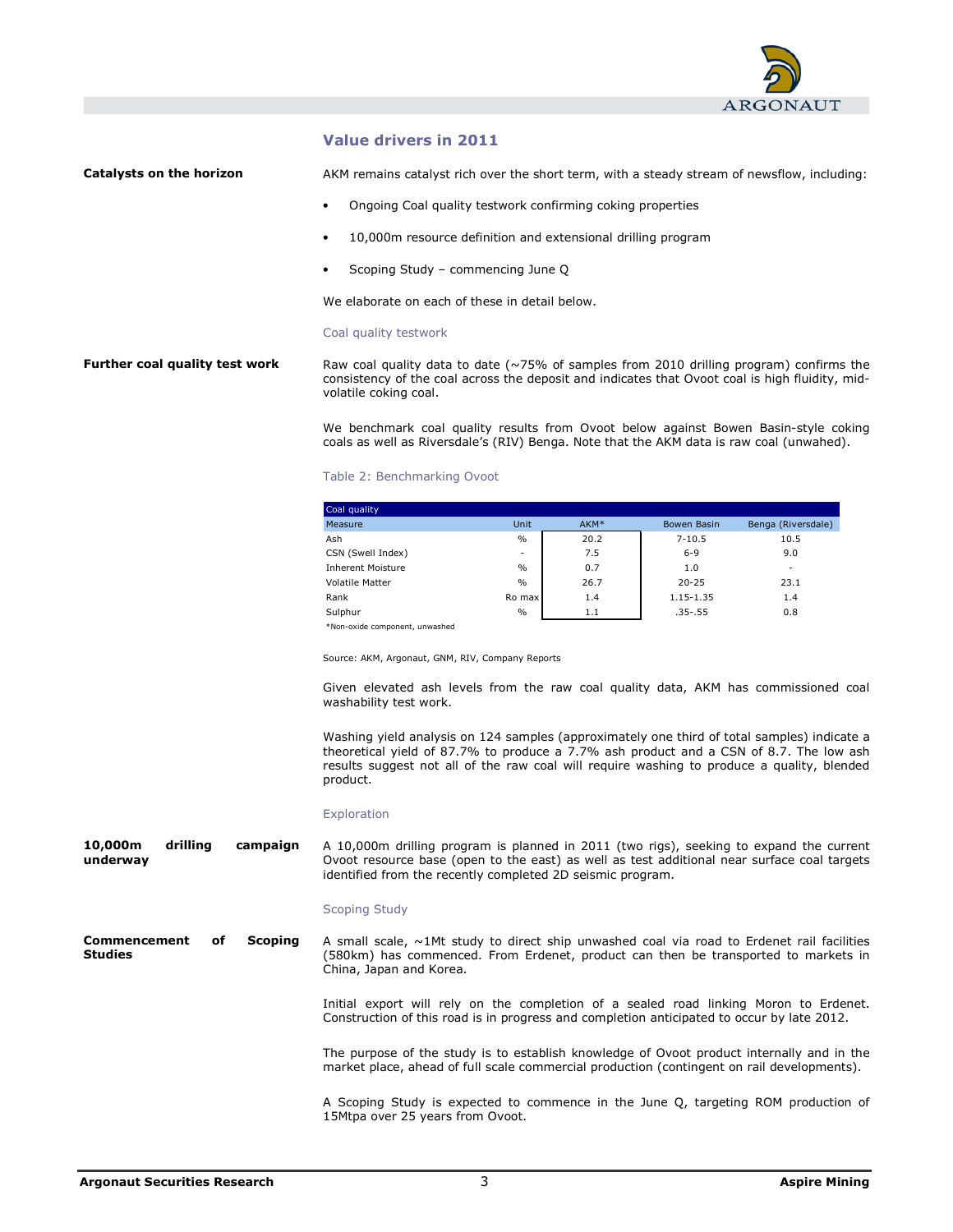## Value drivers in 2011

**Catalysts on the horizon**

AKM remains catalyst rich over the short term, with a steady stream of newsflow, including:

- Ongoing Coal quality testwork confirming coking properties
- 10,000m resource definition and extensional drilling program
- Scoping Study – commencing June Q

We elaborate on each of these in detail below.

### Coal quality testwork

**Further coal quality test work**

Raw coal quality data to date (~75% of samples from 2010 drilling program) confirms the consistency of the coal across the deposit and indicates that Ovoot coal is high fluidity, mid-volatile coking coal.

We benchmark coal quality results from Ovoot below against Bowen Basin-style coking coals as well as Riversdale's (RIV) Benga. Note that the AKM data is raw coal (unwahed).

Table 2: Benchmarking Ovoot

| Coal quality | | | | |
|---|---|---|---|---|
| Measure | Unit | AKM* | Bowen Basin | Benga (Riversdale) |
| Ash | % | 20.2 | 7-10.5 | 10.5 |
| CSN (Swell Index) | - | 7.5 | 6-9 | 9.0 |
| Inherent Moisture | % | 0.7 | 1.0 | - |
| Volatile Matter | % | 26.7 | 20-25 | 23.1 |
| Rank | Ro max | 1.4 | 1.15-1.35 | 1.4 |
| Sulphur | % | 1.1 | .35-.55 | 0.8 |

*Non-oxide component, unwashed

Source: AKM, Argonaut, GNM, RIV, Company Reports

Given elevated ash levels from the raw coal quality data, AKM has commissioned coal washability test work.

Washing yield analysis on 124 samples (approximately one third of total samples) indicate a theoretical yield of 87.7% to produce a 7.7% ash product and a CSN of 8.7. The low ash results suggest not all of the raw coal will require washing to produce a quality, blended product.

### Exploration

**10,000m drilling campaign underway**

A 10,000m drilling program is planned in 2011 (two rigs), seeking to expand the current Ovoot resource base (open to the east) as well as test additional near surface coal targets identified from the recently completed 2D seismic program.

### Scoping Study

**Commencement of Scoping Studies**

A small scale, ~1Mt study to direct ship unwashed coal via road to Erdenet rail facilities (580km) has commenced. From Erdenet, product can then be transported to markets in China, Japan and Korea.

Initial export will rely on the completion of a sealed road linking Moron to Erdenet. Construction of this road is in progress and completion anticipated to occur by late 2012.

The purpose of the study is to establish knowledge of Ovoot product internally and in the market place, ahead of full scale commercial production (contingent on rail developments).

A Scoping Study is expected to commence in the June Q, targeting ROM production of 15Mtpa over 25 years from Ovoot.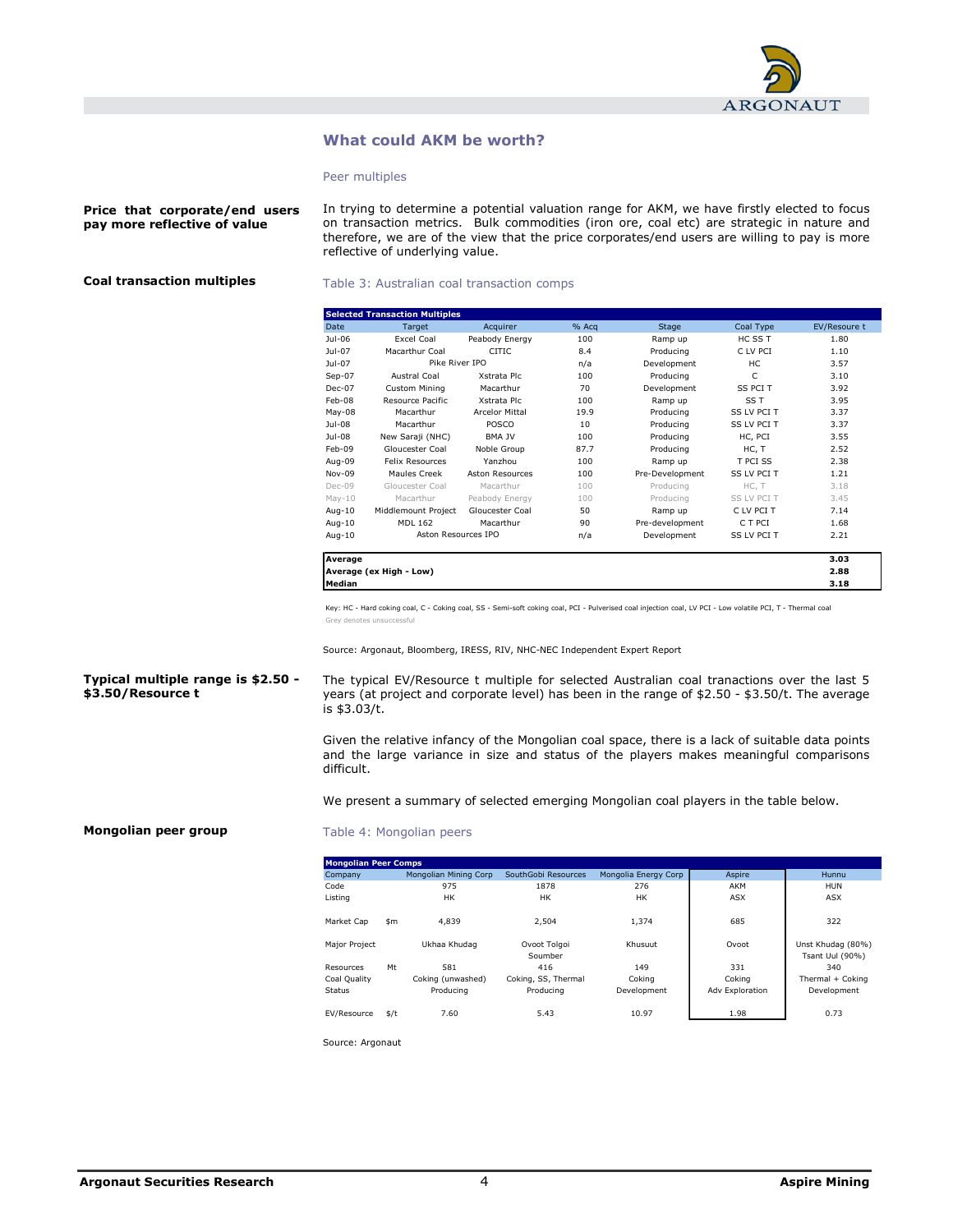## What could AKM be worth?

### Peer multiples

**Price that corporate/end users pay more reflective of value**

In trying to determine a potential valuation range for AKM, we have firstly elected to focus on transaction metrics. Bulk commodities (iron ore, coal etc) are strategic in nature and therefore, we are of the view that the price corporates/end users are willing to pay is more reflective of underlying value.

**Coal transaction multiples**

Table 3: Australian coal transaction comps

| Selected Transaction Multiples | | | | | | |
|---|---|---|---|---|---|---|
| Date | Target | Acquirer | % Acq | Stage | Coal Type | EV/Resoure t |
| Jul-06 | Excel Coal | Peabody Energy | 100 | Ramp up | HC SS T | 1.80 |
| Jul-07 | Macarthur Coal | CITIC | 8.4 | Producing | C LV PCI | 1.10 |
| Jul-07 | Pike River IPO | | n/a | Development | HC | 3.57 |
| Sep-07 | Austral Coal | Xstrata Plc | 100 | Producing | C | 3.10 |
| Dec-07 | Custom Mining | Macarthur | 70 | Development | SS PCI T | 3.92 |
| Feb-08 | Resource Pacific | Xstrata Plc | 100 | Ramp up | SS T | 3.95 |
| May-08 | Macarthur | Arcelor Mittal | 19.9 | Producing | SS LV PCI T | 3.37 |
| Jul-08 | Macarthur | POSCO | 10 | Producing | SS LV PCI T | 3.37 |
| Jul-08 | New Saraji (NHC) | BMA JV | 100 | Producing | HC, PCI | 3.55 |
| Feb-09 | Gloucester Coal | Noble Group | 87.7 | Producing | HC, T | 2.52 |
| Aug-09 | Felix Resources | Yanzhou | 100 | Ramp up | T PCI SS | 2.38 |
| Nov-09 | Maules Creek | Aston Resources | 100 | Pre-Development | SS LV PCI T | 1.21 |
| Dec-09 | Gloucester Coal | Macarthur | 100 | Producing | HC, T | 3.18 |
| May-10 | Macarthur | Peabody Energy | 100 | Producing | SS LV PCI T | 3.45 |
| Aug-10 | Middlemount Project | Gloucester Coal | 50 | Ramp up | C LV PCI T | 7.14 |
| Aug-10 | MDL 162 | Macarthur | 90 | Pre-development | C T PCI | 1.68 |
| Aug-10 | Aston Resources IPO | | n/a | Development | SS LV PCI T | 2.21 |
| **Average** | | | | | | **3.03** |
| **Average (ex High - Low)** | | | | | | **2.88** |
| **Median** | | | | | | **3.18** |

Key: HC - Hard coking coal, C - Coking coal, SS - Semi-soft coking coal, PCI - Pulverised coal injection coal, LV PCI - Low volatile PCI, T - Thermal coal
Grey denotes unsuccessful

Source: Argonaut, Bloomberg, IRESS, RIV, NHC-NEC Independent Expert Report

**Typical multiple range is $2.50 - $3.50/Resource t**

The typical EV/Resource t multiple for selected Australian coal tranactions over the last 5 years (at project and corporate level) has been in the range of $2.50 - $3.50/t. The average is $3.03/t.

Given the relative infancy of the Mongolian coal space, there is a lack of suitable data points and the large variance in size and status of the players makes meaningful comparisons difficult.

We present a summary of selected emerging Mongolian coal players in the table below.

**Mongolian peer group**

Table 4: Mongolian peers

| Mongolian Peer Comps | | | | | | |
|---|---|---|---|---|---|---|
| Company | | Mongolian Mining Corp | SouthGobi Resources | Mongolia Energy Corp | Aspire | Hunnu |
| Code | | 975 | 1878 | 276 | AKM | HUN |
| Listing | | HK | HK | HK | ASX | ASX |
| Market Cap | $m | 4,839 | 2,504 | 1,374 | 685 | 322 |
| Major Project | | Ukhaa Khudag | Ovoot Tolgoi Soumber | Khusuut | Ovoot | Unst Khudag (80%) Tsant Uul (90%) |
| Resources | Mt | 581 | 416 | 149 | 331 | 340 |
| Coal Quality | | Coking (unwashed) | Coking, SS, Thermal | Coking | Coking | Thermal + Coking |
| Status | | Producing | Producing | Development | Adv Exploration | Development |
| EV/Resource | $/t | 7.60 | 5.43 | 10.97 | 1.98 | 0.73 |

Source: Argonaut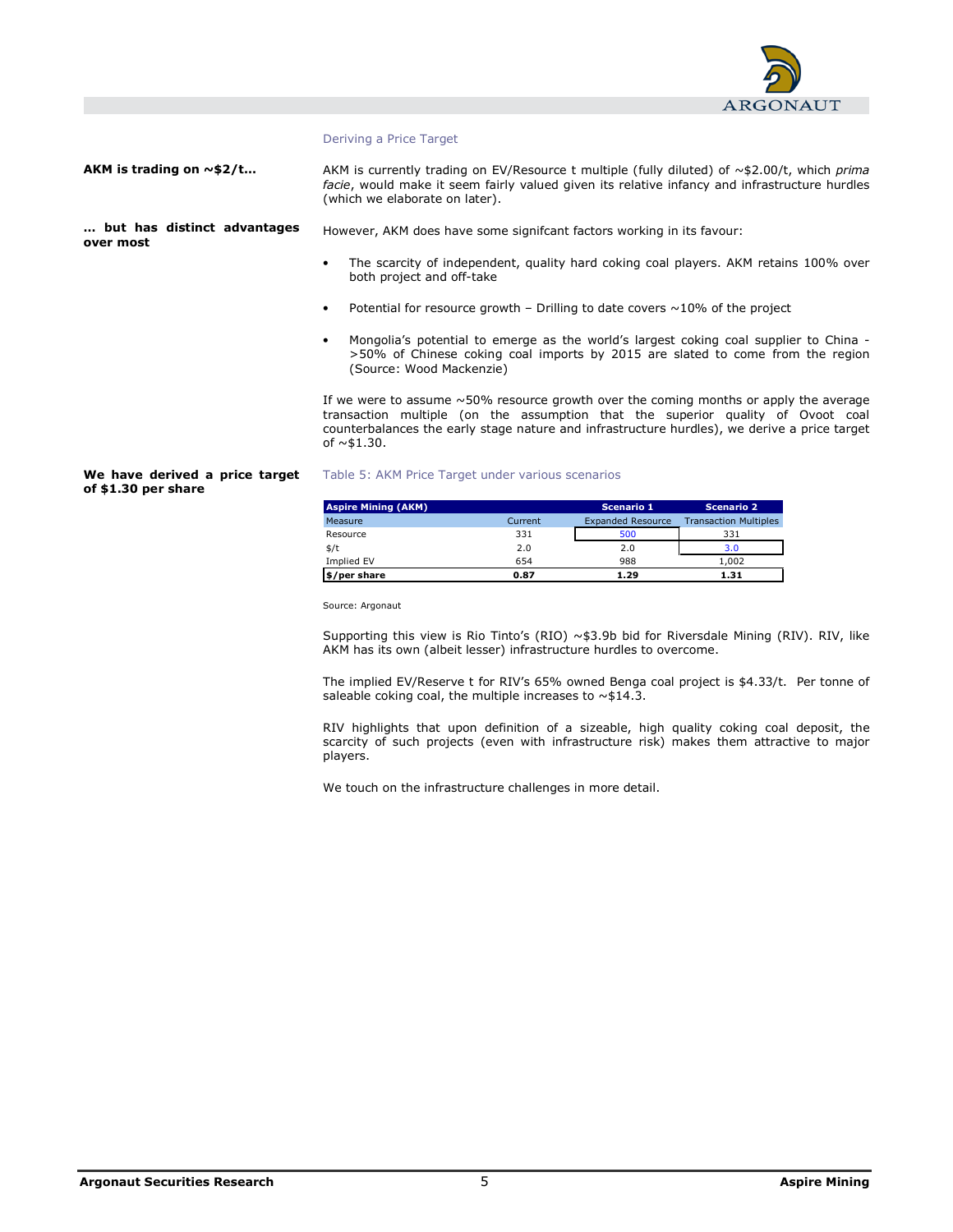## Deriving a Price Target

**AKM is trading on ~$2/t…**

AKM is currently trading on EV/Resource t multiple (fully diluted) of ~$2.00/t, which *prima facie*, would make it seem fairly valued given its relative infancy and infrastructure hurdles (which we elaborate on later).

**… but has distinct advantages over most**

However, AKM does have some signifcant factors working in its favour:

- The scarcity of independent, quality hard coking coal players. AKM retains 100% over both project and off-take
- Potential for resource growth – Drilling to date covers ~10% of the project
- Mongolia's potential to emerge as the world's largest coking coal supplier to China - >50% of Chinese coking coal imports by 2015 are slated to come from the region (Source: Wood Mackenzie)

If we were to assume ~50% resource growth over the coming months or apply the average transaction multiple (on the assumption that the superior quality of Ovoot coal counterbalances the early stage nature and infrastructure hurdles), we derive a price target of ~$1.30.

**We have derived a price target of $1.30 per share**

Table 5: AKM Price Target under various scenarios

| Aspire Mining (AKM) | | Scenario 1 | Scenario 2 |
|---|---|---|---|
| Measure | Current | Expanded Resource | Transaction Multiples |
| Resource | 331 | 500 | 331 |
| $/t | 2.0 | 2.0 | 3.0 |
| Implied EV | 654 | 988 | 1,002 |
| **$/per share** | **0.87** | **1.29** | **1.31** |

Source: Argonaut

Supporting this view is Rio Tinto's (RIO) ~$3.9b bid for Riversdale Mining (RIV). RIV, like AKM has its own (albeit lesser) infrastructure hurdles to overcome.

The implied EV/Reserve t for RIV's 65% owned Benga coal project is $4.33/t. Per tonne of saleable coking coal, the multiple increases to ~$14.3.

RIV highlights that upon definition of a sizeable, high quality coking coal deposit, the scarcity of such projects (even with infrastructure risk) makes them attractive to major players.

We touch on the infrastructure challenges in more detail.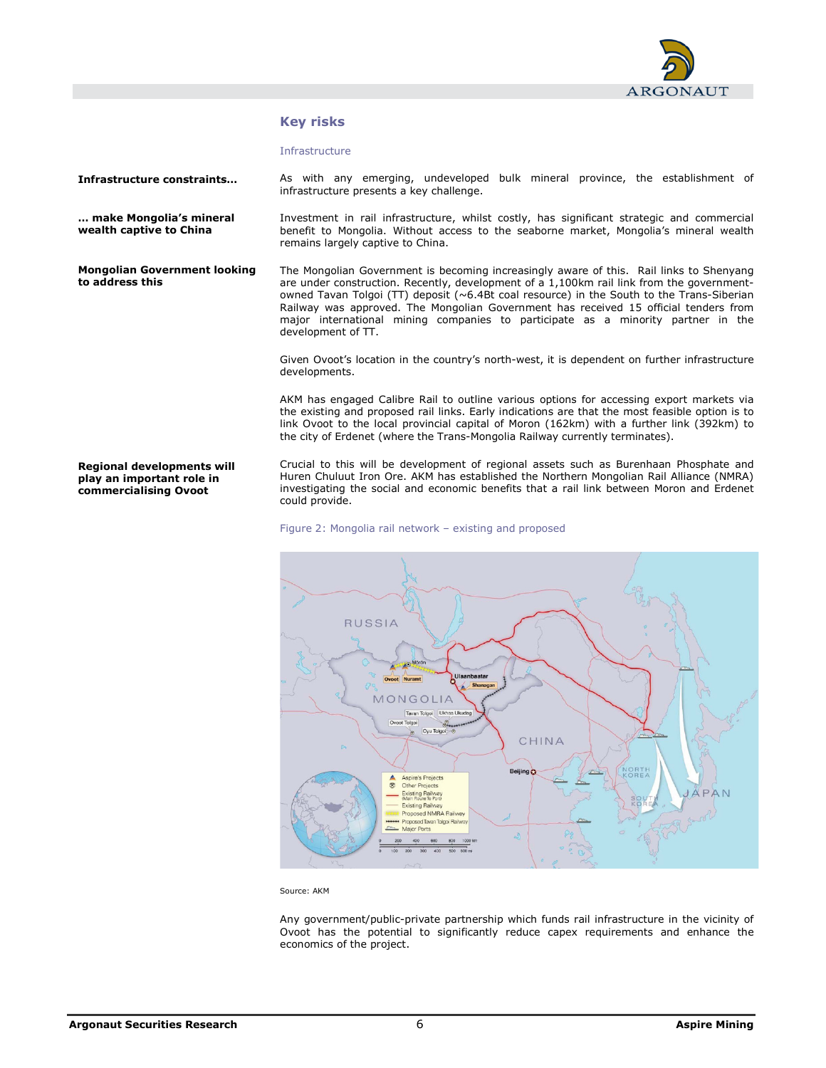## Key risks

### Infrastructure

**Infrastructure constraints…**

As with any emerging, undeveloped bulk mineral province, the establishment of infrastructure presents a key challenge.

**… make Mongolia's mineral wealth captive to China**

Investment in rail infrastructure, whilst costly, has significant strategic and commercial benefit to Mongolia. Without access to the seaborne market, Mongolia's mineral wealth remains largely captive to China.

**Mongolian Government looking to address this**

The Mongolian Government is becoming increasingly aware of this. Rail links to Shenyang are under construction. Recently, development of a 1,100km rail link from the government-owned Tavan Tolgoi (TT) deposit (~6.4Bt coal resource) in the South to the Trans-Siberian Railway was approved. The Mongolian Government has received 15 official tenders from major international mining companies to participate as a minority partner in the development of TT.

Given Ovoot's location in the country's north-west, it is dependent on further infrastructure developments.

AKM has engaged Calibre Rail to outline various options for accessing export markets via the existing and proposed rail links. Early indications are that the most feasible option is to link Ovoot to the local provincial capital of Moron (162km) with a further link (392km) to the city of Erdenet (where the Trans-Mongolia Railway currently terminates).

**Regional developments will play an important role in commercialising Ovoot**

Crucial to this will be development of regional assets such as Burenhaan Phosphate and Huren Chuluut Iron Ore. AKM has established the Northern Mongolian Rail Alliance (NMRA) investigating the social and economic benefits that a rail link between Moron and Erdenet could provide.

Figure 2: Mongolia rail network – existing and proposed

Source: AKM

Any government/public-private partnership which funds rail infrastructure in the vicinity of Ovoot has the potential to significantly reduce capex requirements and enhance the economics of the project.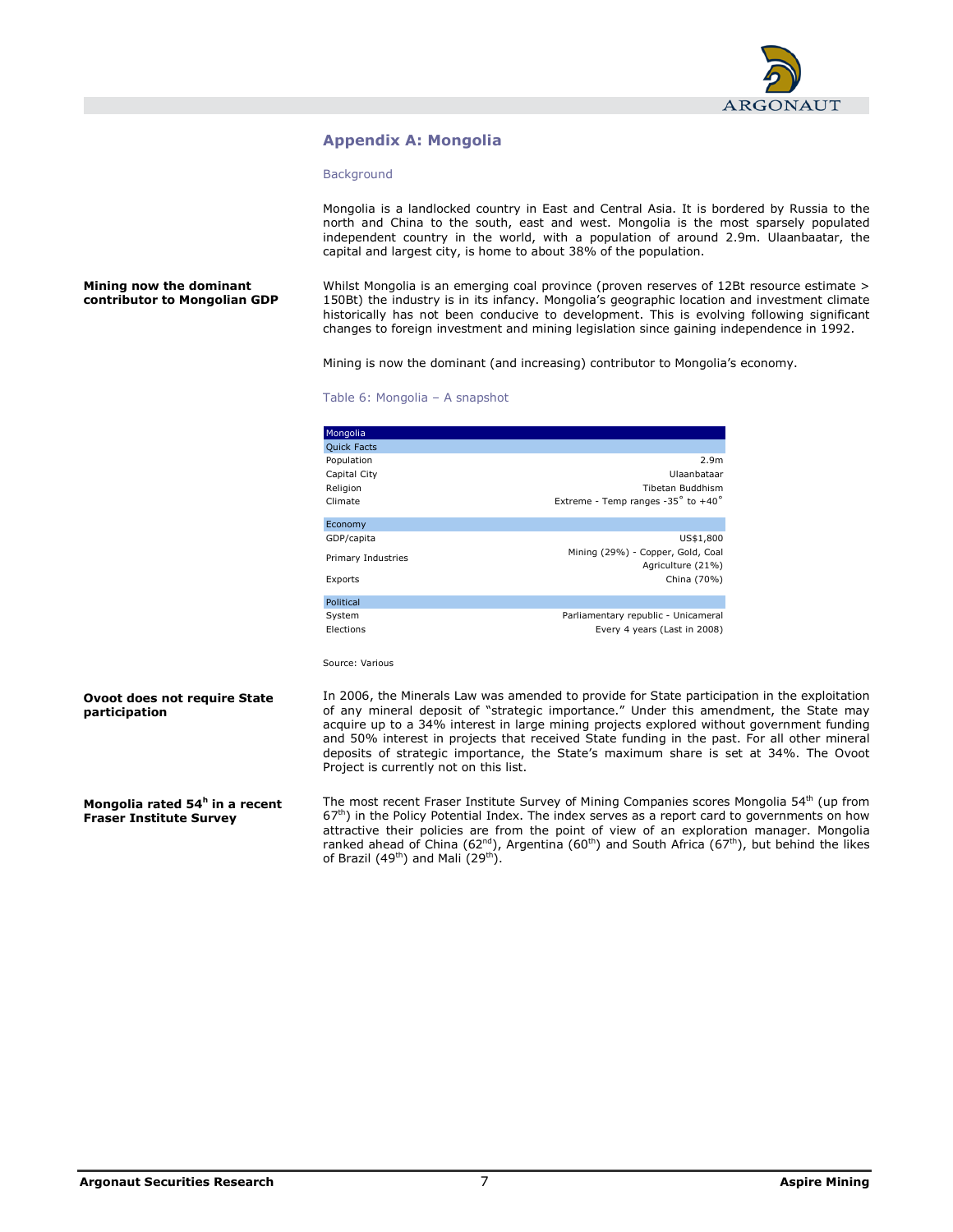## Appendix A: Mongolia

### Background

Mongolia is a landlocked country in East and Central Asia. It is bordered by Russia to the north and China to the south, east and west. Mongolia is the most sparsely populated independent country in the world, with a population of around 2.9m. Ulaanbaatar, the capital and largest city, is home to about 38% of the population.

**Mining now the dominant contributor to Mongolian GDP**

Whilst Mongolia is an emerging coal province (proven reserves of 12Bt resource estimate > 150Bt) the industry is in its infancy. Mongolia's geographic location and investment climate historically has not been conducive to development. This is evolving following significant changes to foreign investment and mining legislation since gaining independence in 1992.

Mining is now the dominant (and increasing) contributor to Mongolia's economy.

Table 6: Mongolia – A snapshot

| Mongolia | |
|---|---|
| **Quick Facts** | |
| Population | 2.9m |
| Capital City | Ulaanbataar |
| Religion | Tibetan Buddhism |
| Climate | Extreme - Temp ranges -35° to +40° |
| **Economy** | |
| GDP/capita | US$1,800 |
| Primary Industries | Mining (29%) - Copper, Gold, Coal<br>Agriculture (21%) |
| Exports | China (70%) |
| **Political** | |
| System | Parliamentary republic - Unicameral |
| Elections | Every 4 years (Last in 2008) |

Source: Various

**Ovoot does not require State participation**

In 2006, the Minerals Law was amended to provide for State participation in the exploitation of any mineral deposit of "strategic importance." Under this amendment, the State may acquire up to a 34% interest in large mining projects explored without government funding and 50% interest in projects that received State funding in the past. For all other mineral deposits of strategic importance, the State's maximum share is set at 34%. The Ovoot Project is currently not on this list.

**Mongolia rated 54h in a recent Fraser Institute Survey**

The most recent Fraser Institute Survey of Mining Companies scores Mongolia 54th (up from 67th) in the Policy Potential Index. The index serves as a report card to governments on how attractive their policies are from the point of view of an exploration manager. Mongolia ranked ahead of China (62nd), Argentina (60th) and South Africa (67th), but behind the likes of Brazil (49th) and Mali (29th).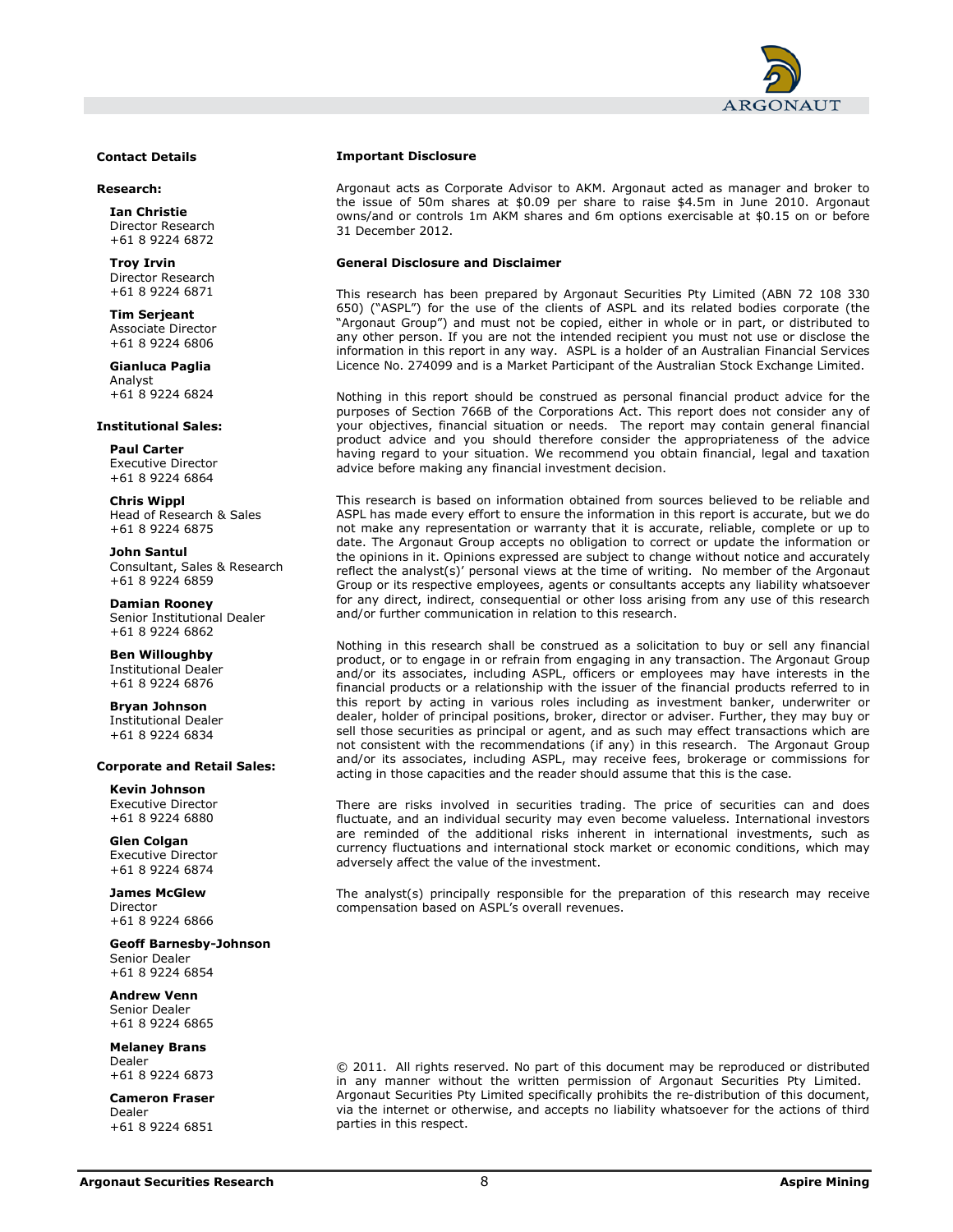## Contact Details

**Research:**

**Ian Christie**
Director Research
+61 8 9224 6872

**Troy Irvin**
Director Research
+61 8 9224 6871

**Tim Serjeant**
Associate Director
+61 8 9224 6806

**Gianluca Paglia**
Analyst
+61 8 9224 6824

**Institutional Sales:**

**Paul Carter**
Executive Director
+61 8 9224 6864

**Chris Wippl**
Head of Research & Sales
+61 8 9224 6875

**John Santul**
Consultant, Sales & Research
+61 8 9224 6859

**Damian Rooney**
Senior Institutional Dealer
+61 8 9224 6862

**Ben Willoughby**
Institutional Dealer
+61 8 9224 6876

**Bryan Johnson**
Institutional Dealer
+61 8 9224 6834

**Corporate and Retail Sales:**

**Kevin Johnson**
Executive Director
+61 8 9224 6880

**Glen Colgan**
Executive Director
+61 8 9224 6874

**James McGlew**
Director
+61 8 9224 6866

**Geoff Barnesby-Johnson**
Senior Dealer
+61 8 9224 6854

**Andrew Venn**
Senior Dealer
+61 8 9224 6865

**Melaney Brans**
Dealer
+61 8 9224 6873

**Cameron Fraser**
Dealer
+61 8 9224 6851

## Important Disclosure

Argonaut acts as Corporate Advisor to AKM. Argonaut acted as manager and broker to the issue of 50m shares at $0.09 per share to raise $4.5m in June 2010. Argonaut owns/and or controls 1m AKM shares and 6m options exercisable at $0.15 on or before 31 December 2012.

## General Disclosure and Disclaimer

This research has been prepared by Argonaut Securities Pty Limited (ABN 72 108 330 650) ("ASPL") for the use of the clients of ASPL and its related bodies corporate (the "Argonaut Group") and must not be copied, either in whole or in part, or distributed to any other person. If you are not the intended recipient you must not use or disclose the information in this report in any way. ASPL is a holder of an Australian Financial Services Licence No. 274099 and is a Market Participant of the Australian Stock Exchange Limited.

Nothing in this report should be construed as personal financial product advice for the purposes of Section 766B of the Corporations Act. This report does not consider any of your objectives, financial situation or needs. The report may contain general financial product advice and you should therefore consider the appropriateness of the advice having regard to your situation. We recommend you obtain financial, legal and taxation advice before making any financial investment decision.

This research is based on information obtained from sources believed to be reliable and ASPL has made every effort to ensure the information in this report is accurate, but we do not make any representation or warranty that it is accurate, reliable, complete or up to date. The Argonaut Group accepts no obligation to correct or update the information or the opinions in it. Opinions expressed are subject to change without notice and accurately reflect the analyst(s)' personal views at the time of writing. No member of the Argonaut Group or its respective employees, agents or consultants accepts any liability whatsoever for any direct, indirect, consequential or other loss arising from any use of this research and/or further communication in relation to this research.

Nothing in this research shall be construed as a solicitation to buy or sell any financial product, or to engage in or refrain from engaging in any transaction. The Argonaut Group and/or its associates, including ASPL, officers or employees may have interests in the financial products or a relationship with the issuer of the financial products referred to in this report by acting in various roles including as investment banker, underwriter or dealer, holder of principal positions, broker, director or adviser. Further, they may buy or sell those securities as principal or agent, and as such may effect transactions which are not consistent with the recommendations (if any) in this research. The Argonaut Group and/or its associates, including ASPL, may receive fees, brokerage or commissions for acting in those capacities and the reader should assume that this is the case.

There are risks involved in securities trading. The price of securities can and does fluctuate, and an individual security may even become valueless. International investors are reminded of the additional risks inherent in international investments, such as currency fluctuations and international stock market or economic conditions, which may adversely affect the value of the investment.

The analyst(s) principally responsible for the preparation of this research may receive compensation based on ASPL's overall revenues.

© 2011. All rights reserved. No part of this document may be reproduced or distributed in any manner without the written permission of Argonaut Securities Pty Limited. Argonaut Securities Pty Limited specifically prohibits the re-distribution of this document, via the internet or otherwise, and accepts no liability whatsoever for the actions of third parties in this respect.